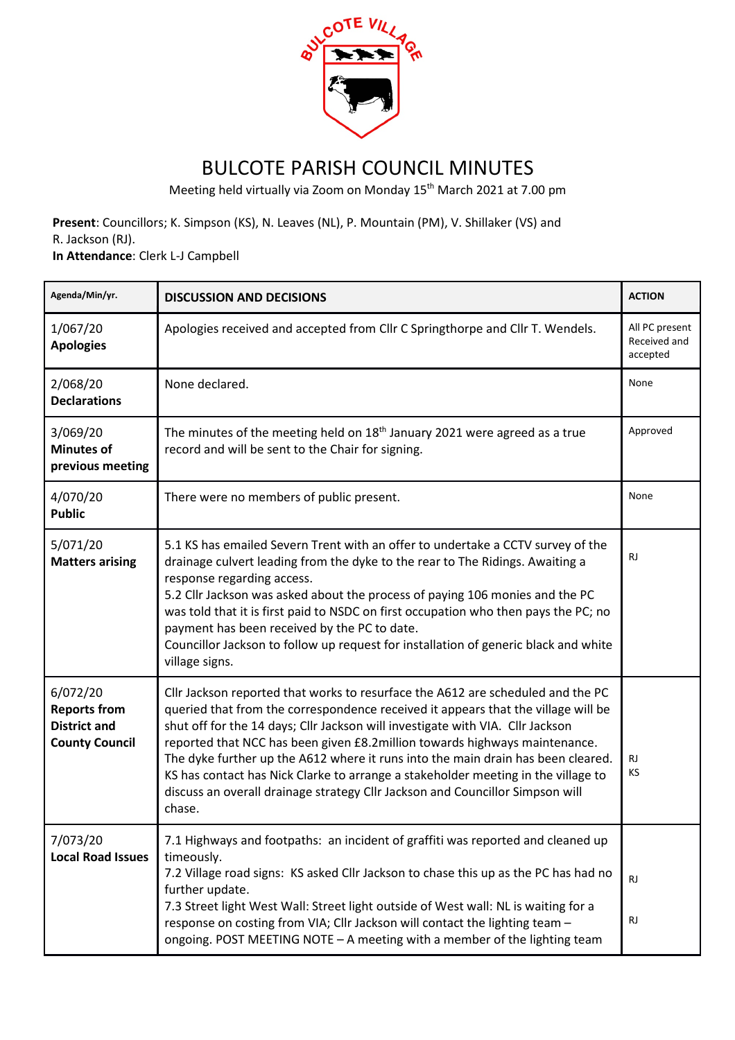# BULCOTE PARISH COUNCIL MINUTES

Meeting held virtually via Zoom on Monday 15th March 2021 at 7.00 pm

**Present**: Councillors; K. Simpson (KS), N. Leaves (NL), P. Mountain (PM), V. Shillaker (VS) and R. Jackson (RJ).
**In Attendance**: Clerk L-J Campbell

| Agenda/Min/yr. | DISCUSSION AND DECISIONS | ACTION |
|---|---|---|
| 1/067/20 **Apologies** | Apologies received and accepted from Cllr C Springthorpe and Cllr T. Wendels. | All PC present Received and accepted |
| 2/068/20 **Declarations** | None declared. | None |
| 3/069/20 **Minutes of previous meeting** | The minutes of the meeting held on 18th January 2021 were agreed as a true record and will be sent to the Chair for signing. | Approved |
| 4/070/20 **Public** | There were no members of public present. | None |
| 5/071/20 **Matters arising** | 5.1 KS has emailed Severn Trent with an offer to undertake a CCTV survey of the drainage culvert leading from the dyke to the rear to The Ridings. Awaiting a response regarding access.<br>5.2 Cllr Jackson was asked about the process of paying 106 monies and the PC was told that it is first paid to NSDC on first occupation who then pays the PC; no payment has been received by the PC to date.<br>Councillor Jackson to follow up request for installation of generic black and white village signs. | RJ |
| 6/072/20 **Reports from District and County Council** | Cllr Jackson reported that works to resurface the A612 are scheduled and the PC queried that from the correspondence received it appears that the village will be shut off for the 14 days; Cllr Jackson will investigate with VIA. Cllr Jackson reported that NCC has been given £8.2million towards highways maintenance. The dyke further up the A612 where it runs into the main drain has been cleared. KS has contact has Nick Clarke to arrange a stakeholder meeting in the village to discuss an overall drainage strategy Cllr Jackson and Councillor Simpson will chase. | RJ<br>KS |
| 7/073/20 **Local Road Issues** | 7.1 Highways and footpaths: an incident of graffiti was reported and cleaned up timeously.<br>7.2 Village road signs: KS asked Cllr Jackson to chase this up as the PC has had no further update.<br>7.3 Street light West Wall: Street light outside of West wall: NL is waiting for a response on costing from VIA; Cllr Jackson will contact the lighting team – ongoing. POST MEETING NOTE – A meeting with a member of the lighting team | RJ<br>RJ |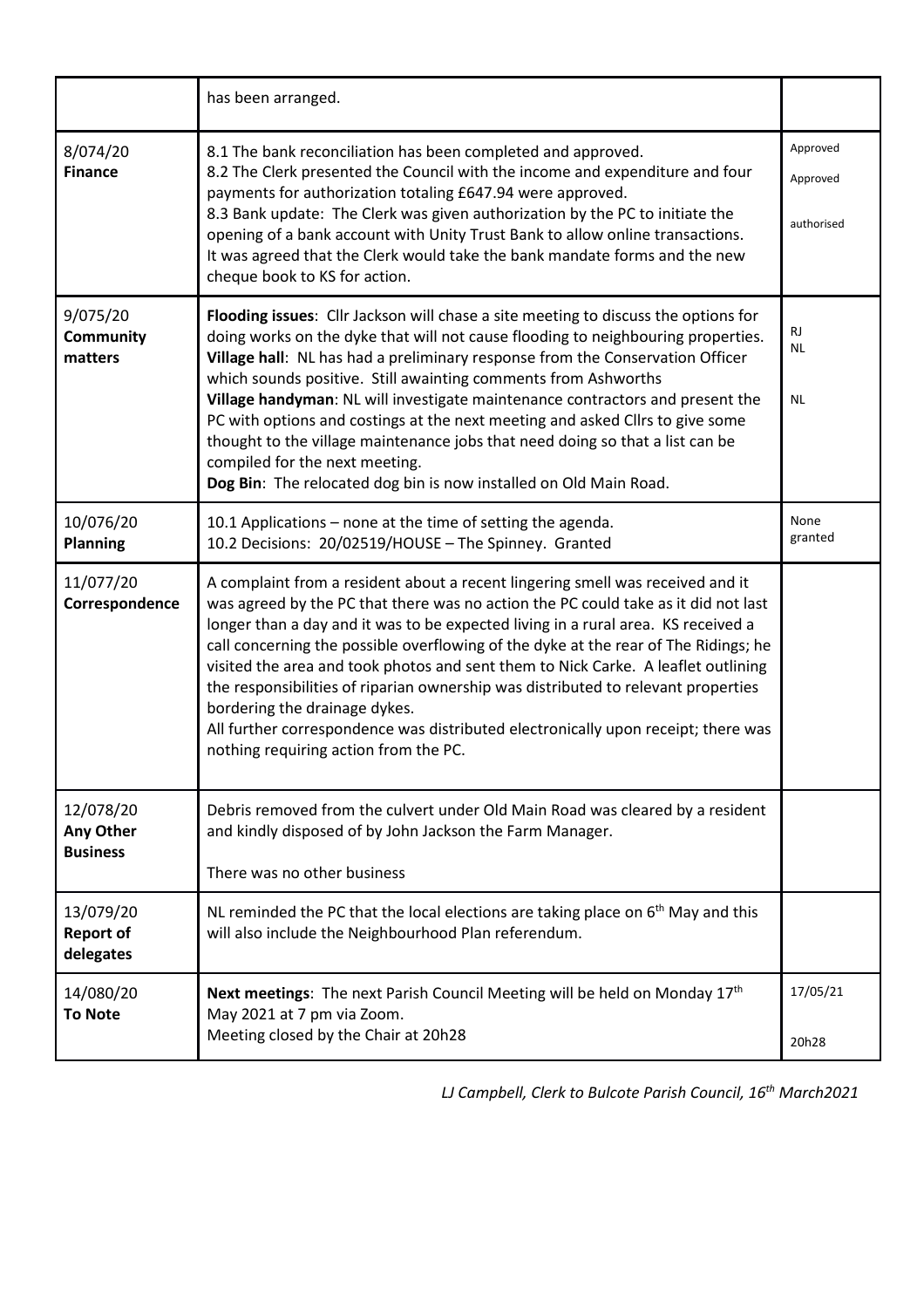| | | |
|---|---|---|
| | has been arranged. | |
| 8/074/20 **Finance** | 8.1 The bank reconciliation has been completed and approved.<br>8.2 The Clerk presented the Council with the income and expenditure and four payments for authorization totaling £647.94 were approved.<br>8.3 Bank update: The Clerk was given authorization by the PC to initiate the opening of a bank account with Unity Trust Bank to allow online transactions. It was agreed that the Clerk would take the bank mandate forms and the new cheque book to KS for action. | Approved<br>Approved<br>authorised |
| 9/075/20 **Community matters** | **Flooding issues**: Cllr Jackson will chase a site meeting to discuss the options for doing works on the dyke that will not cause flooding to neighbouring properties.<br>**Village hall**: NL has had a preliminary response from the Conservation Officer which sounds positive. Still awainting comments from Ashworths<br>**Village handyman**: NL will investigate maintenance contractors and present the PC with options and costings at the next meeting and asked Cllrs to give some thought to the village maintenance jobs that need doing so that a list can be compiled for the next meeting.<br>**Dog Bin**: The relocated dog bin is now installed on Old Main Road. | RJ<br>NL<br>NL |
| 10/076/20 **Planning** | 10.1 Applications – none at the time of setting the agenda.<br>10.2 Decisions: 20/02519/HOUSE – The Spinney. Granted | None<br>granted |
| 11/077/20 **Correspondence** | A complaint from a resident about a recent lingering smell was received and it was agreed by the PC that there was no action the PC could take as it did not last longer than a day and it was to be expected living in a rural area. KS received a call concerning the possible overflowing of the dyke at the rear of The Ridings; he visited the area and took photos and sent them to Nick Carke. A leaflet outlining the responsibilities of riparian ownership was distributed to relevant properties bordering the drainage dykes.<br>All further correspondence was distributed electronically upon receipt; there was nothing requiring action from the PC. | |
| 12/078/20 **Any Other Business** | Debris removed from the culvert under Old Main Road was cleared by a resident and kindly disposed of by John Jackson the Farm Manager.<br><br>There was no other business | |
| 13/079/20 **Report of delegates** | NL reminded the PC that the local elections are taking place on 6th May and this will also include the Neighbourhood Plan referendum. | |
| 14/080/20 **To Note** | **Next meetings**: The next Parish Council Meeting will be held on Monday 17th May 2021 at 7 pm via Zoom.<br>Meeting closed by the Chair at 20h28 | 17/05/21<br>20h28 |

*LJ Campbell, Clerk to Bulcote Parish Council, 16th March2021*